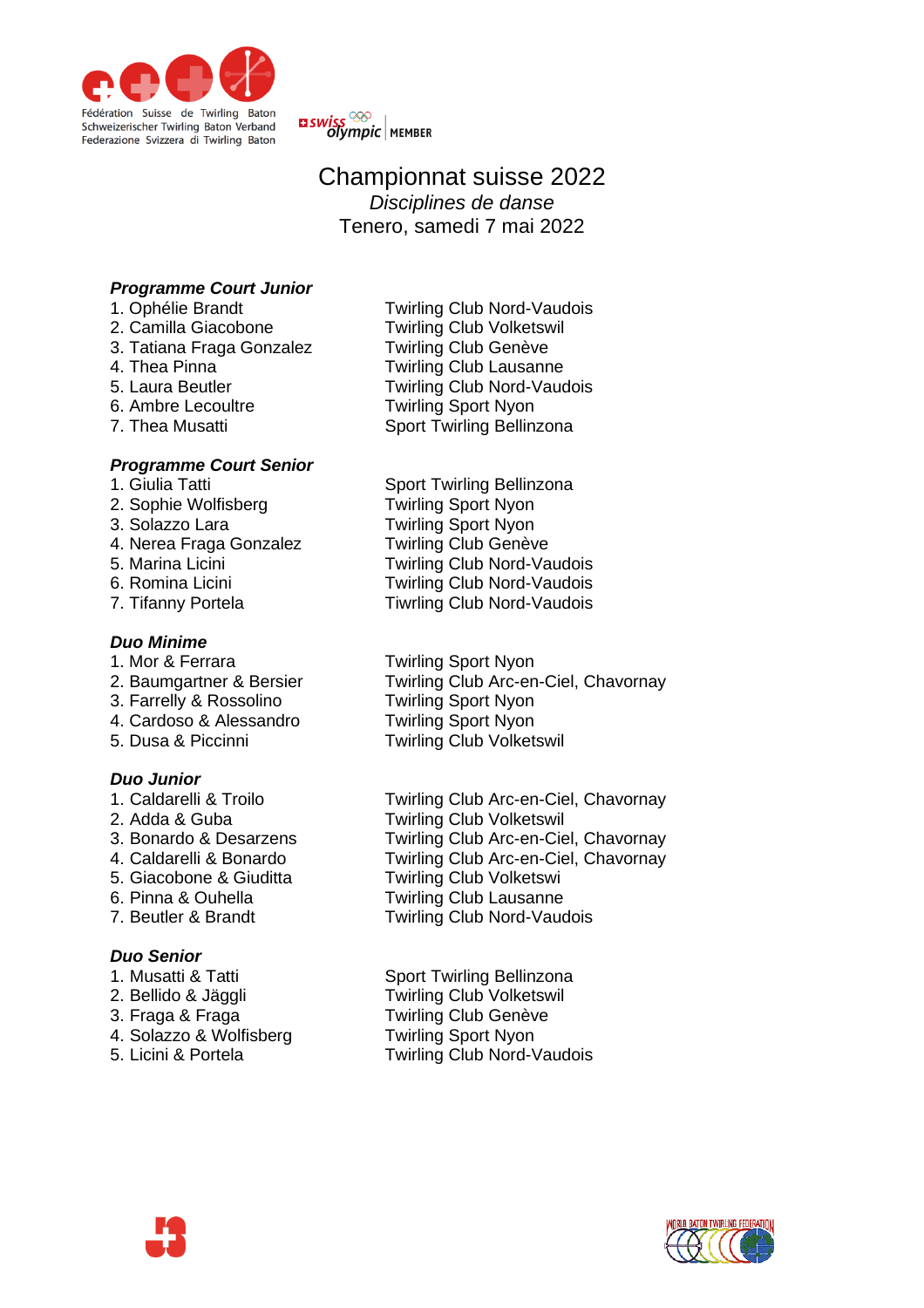Fédération Suisse de Twirling Baton
Schweizerischer Twirling Baton Verband
Federazione Svizzera di Twirling Baton

swiss olympic MEMBER

# Championnat suisse 2022

*Disciplines de danse*

Tenero, samedi 7 mai 2022

***Programme Court Junior***

| | |
|---|---|
| 1. Ophélie Brandt | Twirling Club Nord-Vaudois |
| 2. Camilla Giacobone | Twirling Club Volketswil |
| 3. Tatiana Fraga Gonzalez | Twirling Club Genève |
| 4. Thea Pinna | Twirling Club Lausanne |
| 5. Laura Beutler | Twirling Club Nord-Vaudois |
| 6. Ambre Lecoultre | Twirling Sport Nyon |
| 7. Thea Musatti | Sport Twirling Bellinzona |

***Programme Court Senior***

| | |
|---|---|
| 1. Giulia Tatti | Sport Twirling Bellinzona |
| 2. Sophie Wolfisberg | Twirling Sport Nyon |
| 3. Solazzo Lara | Twirling Sport Nyon |
| 4. Nerea Fraga Gonzalez | Twirling Club Genève |
| 5. Marina Licini | Twirling Club Nord-Vaudois |
| 6. Romina Licini | Twirling Club Nord-Vaudois |
| 7. Tifanny Portela | Tiwrling Club Nord-Vaudois |

***Duo Minime***

| | |
|---|---|
| 1. Mor & Ferrara | Twirling Sport Nyon |
| 2. Baumgartner & Bersier | Twirling Club Arc-en-Ciel, Chavornay |
| 3. Farrelly & Rossolino | Twirling Sport Nyon |
| 4. Cardoso & Alessandro | Twirling Sport Nyon |
| 5. Dusa & Piccinni | Twirling Club Volketswil |

***Duo Junior***

| | |
|---|---|
| 1. Caldarelli & Troilo | Twirling Club Arc-en-Ciel, Chavornay |
| 2. Adda & Guba | Twirling Club Volketswil |
| 3. Bonardo & Desarzens | Twirling Club Arc-en-Ciel, Chavornay |
| 4. Caldarelli & Bonardo | Twirling Club Arc-en-Ciel, Chavornay |
| 5. Giacobone & Giuditta | Twirling Club Volketswi |
| 6. Pinna & Ouhella | Twirling Club Lausanne |
| 7. Beutler & Brandt | Twirling Club Nord-Vaudois |

***Duo Senior***

| | |
|---|---|
| 1. Musatti & Tatti | Sport Twirling Bellinzona |
| 2. Bellido & Jäggli | Twirling Club Volketswil |
| 3. Fraga & Fraga | Twirling Club Genève |
| 4. Solazzo & Wolfisberg | Twirling Sport Nyon |
| 5. Licini & Portela | Twirling Club Nord-Vaudois |

WORLD BATON TWIRLING FEDERATION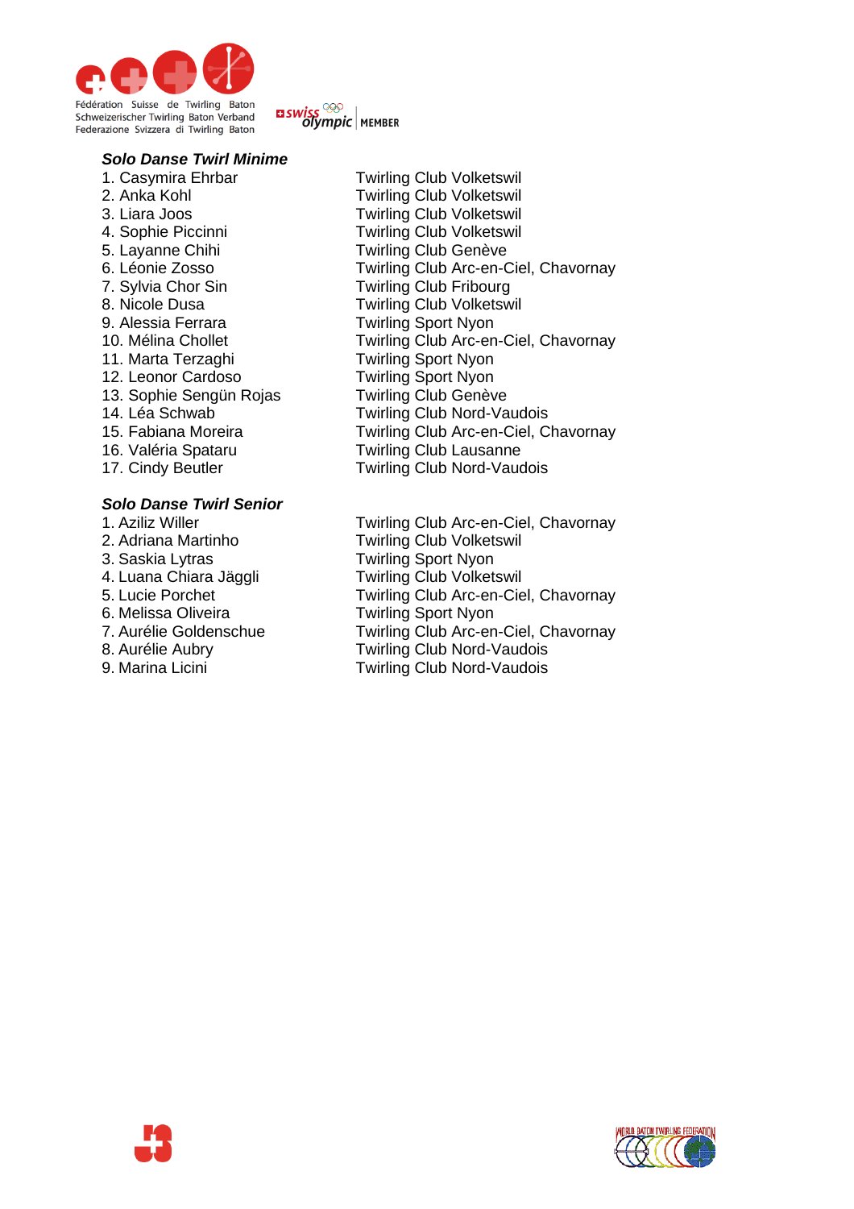### *Solo Danse Twirl Minime*

| | |
|---|---|
| 1. Casymira Ehrbar | Twirling Club Volketswil |
| 2. Anka Kohl | Twirling Club Volketswil |
| 3. Liara Joos | Twirling Club Volketswil |
| 4. Sophie Piccinni | Twirling Club Volketswil |
| 5. Layanne Chihi | Twirling Club Genève |
| 6. Léonie Zosso | Twirling Club Arc-en-Ciel, Chavornay |
| 7. Sylvia Chor Sin | Twirling Club Fribourg |
| 8. Nicole Dusa | Twirling Club Volketswil |
| 9. Alessia Ferrara | Twirling Sport Nyon |
| 10. Mélina Chollet | Twirling Club Arc-en-Ciel, Chavornay |
| 11. Marta Terzaghi | Twirling Sport Nyon |
| 12. Leonor Cardoso | Twirling Sport Nyon |
| 13. Sophie Sengün Rojas | Twirling Club Genève |
| 14. Léa Schwab | Twirling Club Nord-Vaudois |
| 15. Fabiana Moreira | Twirling Club Arc-en-Ciel, Chavornay |
| 16. Valéria Spataru | Twirling Club Lausanne |
| 17. Cindy Beutler | Twirling Club Nord-Vaudois |

### *Solo Danse Twirl Senior*

| | |
|---|---|
| 1. Aziliz Willer | Twirling Club Arc-en-Ciel, Chavornay |
| 2. Adriana Martinho | Twirling Club Volketswil |
| 3. Saskia Lytras | Twirling Sport Nyon |
| 4. Luana Chiara Jäggli | Twirling Club Volketswil |
| 5. Lucie Porchet | Twirling Club Arc-en-Ciel, Chavornay |
| 6. Melissa Oliveira | Twirling Sport Nyon |
| 7. Aurélie Goldenschue | Twirling Club Arc-en-Ciel, Chavornay |
| 8. Aurélie Aubry | Twirling Club Nord-Vaudois |
| 9. Marina Licini | Twirling Club Nord-Vaudois |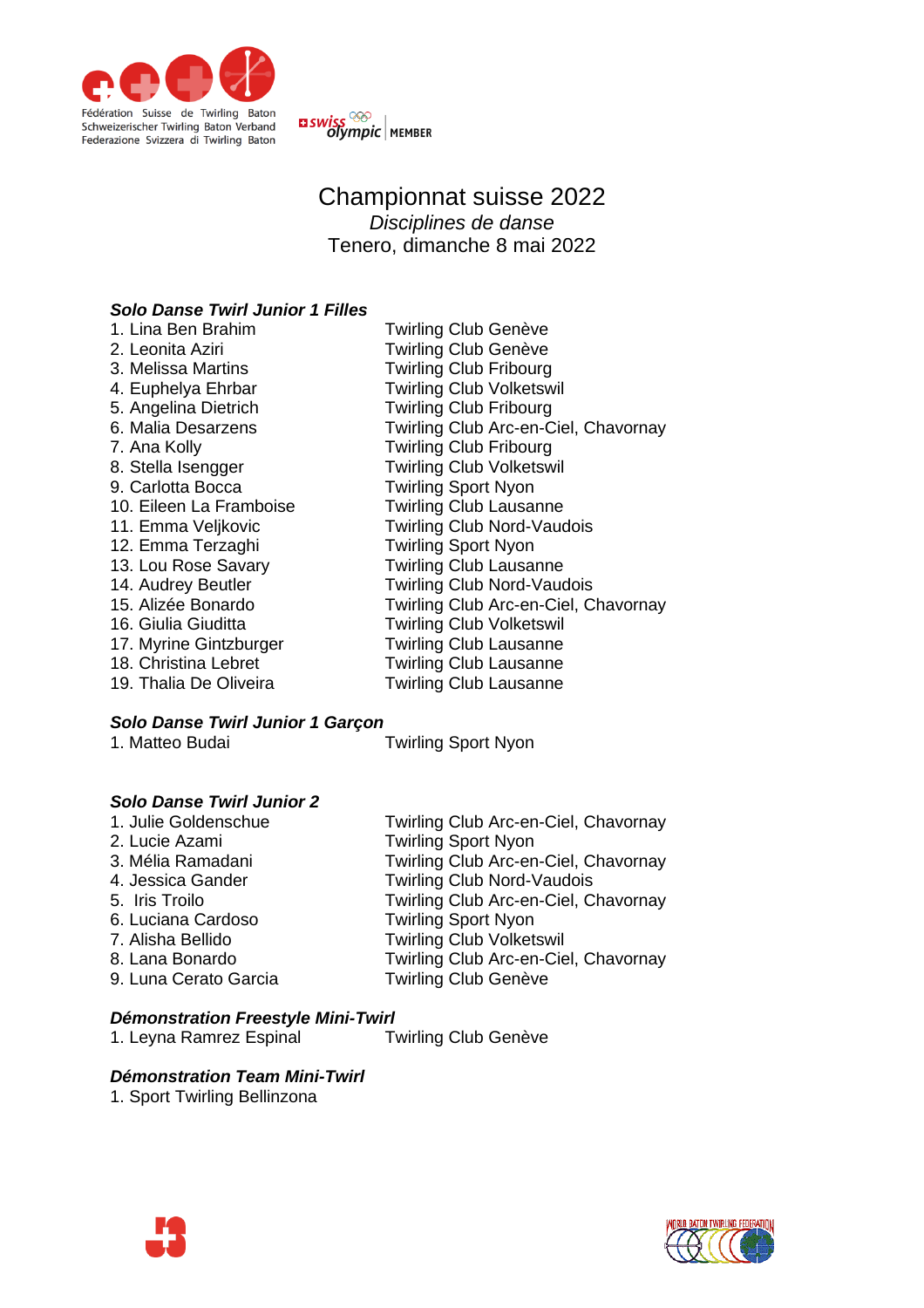Fédération Suisse de Twirling Baton
Schweizerischer Twirling Baton Verband
Federazione Svizzera di Twirling Baton

# Championnat suisse 2022

*Disciplines de danse*

Tenero, dimanche 8 mai 2022

### *Solo Danse Twirl Junior 1 Filles*

| | |
|---|---|
| 1. Lina Ben Brahim | Twirling Club Genève |
| 2. Leonita Aziri | Twirling Club Genève |
| 3. Melissa Martins | Twirling Club Fribourg |
| 4. Euphelya Ehrbar | Twirling Club Volketswil |
| 5. Angelina Dietrich | Twirling Club Fribourg |
| 6. Malia Desarzens | Twirling Club Arc-en-Ciel, Chavornay |
| 7. Ana Kolly | Twirling Club Fribourg |
| 8. Stella Isengger | Twirling Club Volketswil |
| 9. Carlotta Bocca | Twirling Sport Nyon |
| 10. Eileen La Framboise | Twirling Club Lausanne |
| 11. Emma Veljkovic | Twirling Club Nord-Vaudois |
| 12. Emma Terzaghi | Twirling Sport Nyon |
| 13. Lou Rose Savary | Twirling Club Lausanne |
| 14. Audrey Beutler | Twirling Club Nord-Vaudois |
| 15. Alizée Bonardo | Twirling Club Arc-en-Ciel, Chavornay |
| 16. Giulia Giuditta | Twirling Club Volketswil |
| 17. Myrine Gintzburger | Twirling Club Lausanne |
| 18. Christina Lebret | Twirling Club Lausanne |
| 19. Thalia De Oliveira | Twirling Club Lausanne |

### *Solo Danse Twirl Junior 1 Garçon*

| | |
|---|---|
| 1. Matteo Budai | Twirling Sport Nyon |

### *Solo Danse Twirl Junior 2*

| | |
|---|---|
| 1. Julie Goldenschue | Twirling Club Arc-en-Ciel, Chavornay |
| 2. Lucie Azami | Twirling Sport Nyon |
| 3. Mélia Ramadani | Twirling Club Arc-en-Ciel, Chavornay |
| 4. Jessica Gander | Twirling Club Nord-Vaudois |
| 5. Iris Troilo | Twirling Club Arc-en-Ciel, Chavornay |
| 6. Luciana Cardoso | Twirling Sport Nyon |
| 7. Alisha Bellido | Twirling Club Volketswil |
| 8. Lana Bonardo | Twirling Club Arc-en-Ciel, Chavornay |
| 9. Luna Cerato Garcia | Twirling Club Genève |

### *Démonstration Freestyle Mini-Twirl*

| | |
|---|---|
| 1. Leyna Ramrez Espinal | Twirling Club Genève |

### *Démonstration Team Mini-Twirl*

1. Sport Twirling Bellinzona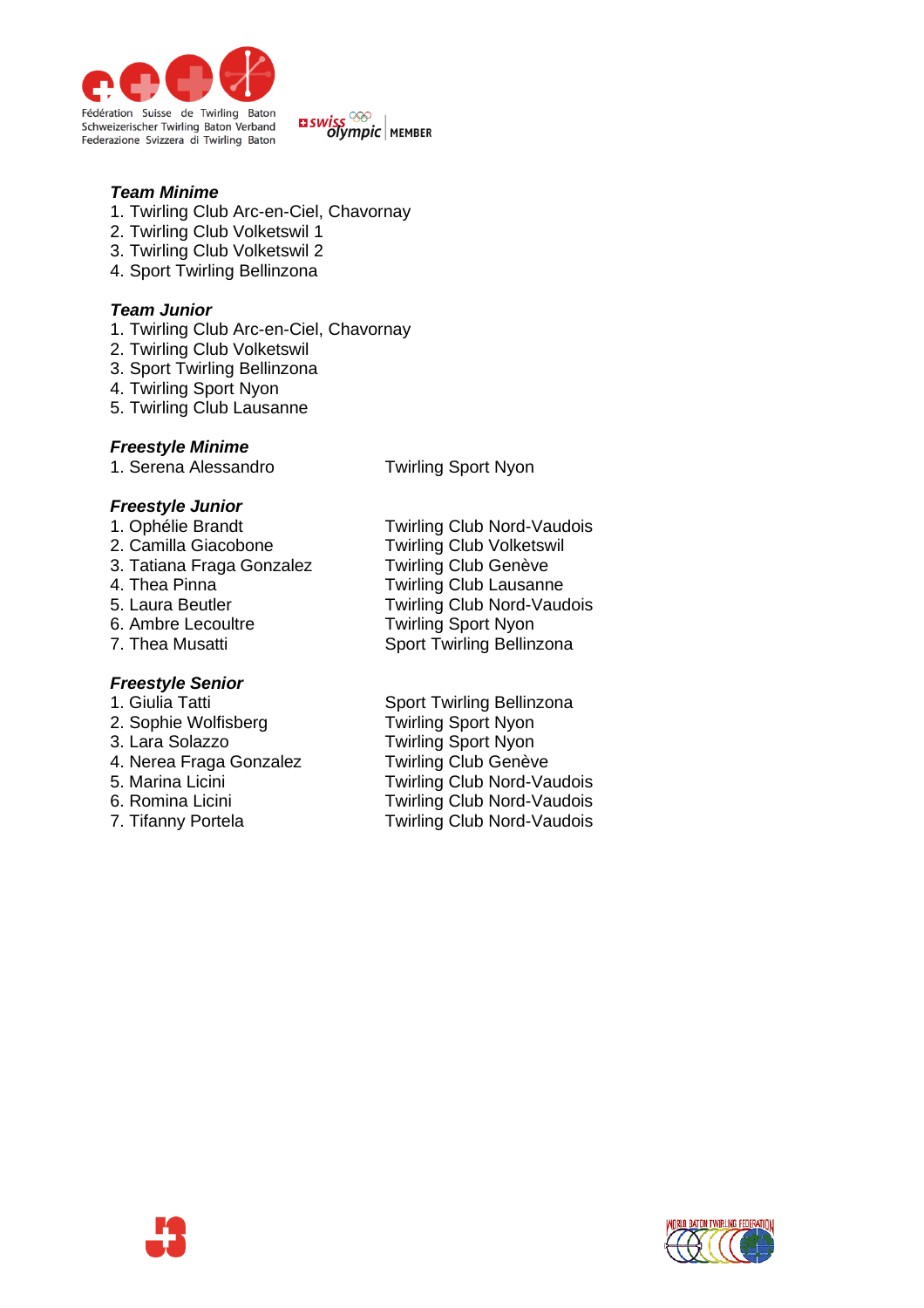***Team Minime***

1. Twirling Club Arc-en-Ciel, Chavornay
2. Twirling Club Volketswil 1
3. Twirling Club Volketswil 2
4. Sport Twirling Bellinzona

***Team Junior***

1. Twirling Club Arc-en-Ciel, Chavornay
2. Twirling Club Volketswil
3. Sport Twirling Bellinzona
4. Twirling Sport Nyon
5. Twirling Club Lausanne

***Freestyle Minime***

| | |
|---|---|
| 1. Serena Alessandro | Twirling Sport Nyon |

***Freestyle Junior***

| | |
|---|---|
| 1. Ophélie Brandt | Twirling Club Nord-Vaudois |
| 2. Camilla Giacobone | Twirling Club Volketswil |
| 3. Tatiana Fraga Gonzalez | Twirling Club Genève |
| 4. Thea Pinna | Twirling Club Lausanne |
| 5. Laura Beutler | Twirling Club Nord-Vaudois |
| 6. Ambre Lecoultre | Twirling Sport Nyon |
| 7. Thea Musatti | Sport Twirling Bellinzona |

***Freestyle Senior***

| | |
|---|---|
| 1. Giulia Tatti | Sport Twirling Bellinzona |
| 2. Sophie Wolfisberg | Twirling Sport Nyon |
| 3. Lara Solazzo | Twirling Sport Nyon |
| 4. Nerea Fraga Gonzalez | Twirling Club Genève |
| 5. Marina Licini | Twirling Club Nord-Vaudois |
| 6. Romina Licini | Twirling Club Nord-Vaudois |
| 7. Tifanny Portela | Twirling Club Nord-Vaudois |